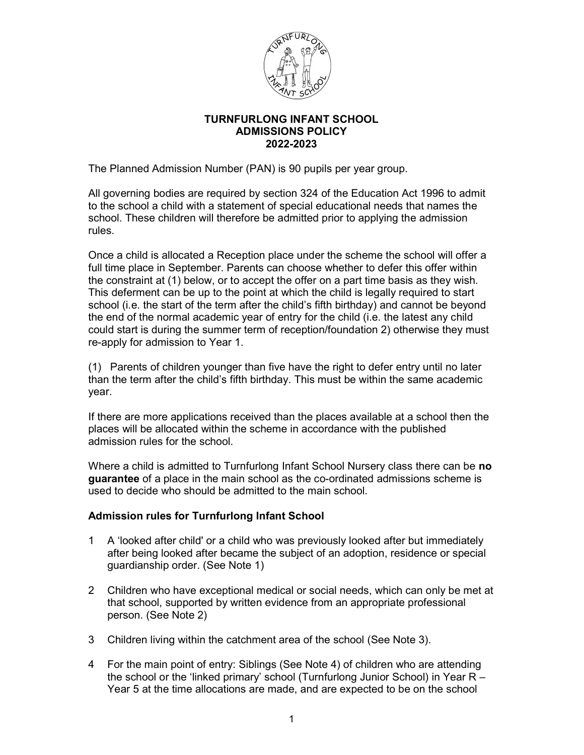# TURNFURLONG INFANT SCHOOL
# ADMISSIONS POLICY
# 2022-2023

The Planned Admission Number (PAN) is 90 pupils per year group.

All governing bodies are required by section 324 of the Education Act 1996 to admit to the school a child with a statement of special educational needs that names the school. These children will therefore be admitted prior to applying the admission rules.

Once a child is allocated a Reception place under the scheme the school will offer a full time place in September. Parents can choose whether to defer this offer within the constraint at (1) below, or to accept the offer on a part time basis as they wish. This deferment can be up to the point at which the child is legally required to start school (i.e. the start of the term after the child's fifth birthday) and cannot be beyond the end of the normal academic year of entry for the child (i.e. the latest any child could start is during the summer term of reception/foundation 2) otherwise they must re-apply for admission to Year 1.

(1) Parents of children younger than five have the right to defer entry until no later than the term after the child's fifth birthday. This must be within the same academic year.

If there are more applications received than the places available at a school then the places will be allocated within the scheme in accordance with the published admission rules for the school.

Where a child is admitted to Turnfurlong Infant School Nursery class there can be **no guarantee** of a place in the main school as the co-ordinated admissions scheme is used to decide who should be admitted to the main school.

### Admission rules for Turnfurlong Infant School

1. A 'looked after child' or a child who was previously looked after but immediately after being looked after became the subject of an adoption, residence or special guardianship order. (See Note 1)
2. Children who have exceptional medical or social needs, which can only be met at that school, supported by written evidence from an appropriate professional person. (See Note 2)
3. Children living within the catchment area of the school (See Note 3).
4. For the main point of entry: Siblings (See Note 4) of children who are attending the school or the 'linked primary' school (Turnfurlong Junior School) in Year R – Year 5 at the time allocations are made, and are expected to be on the school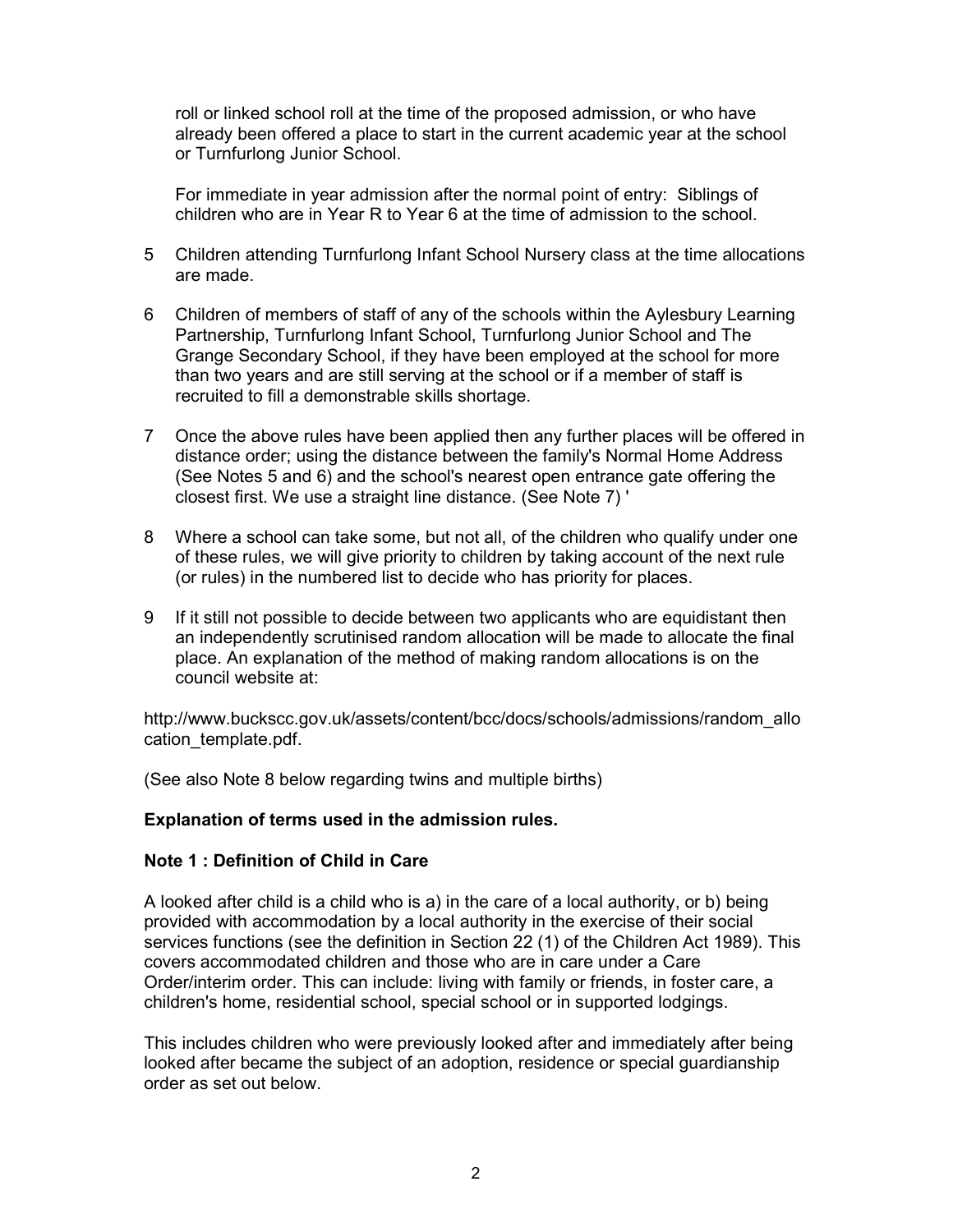roll or linked school roll at the time of the proposed admission, or who have already been offered a place to start in the current academic year at the school or Turnfurlong Junior School.

For immediate in year admission after the normal point of entry: Siblings of children who are in Year R to Year 6 at the time of admission to the school.

5 Children attending Turnfurlong Infant School Nursery class at the time allocations are made.

6 Children of members of staff of any of the schools within the Aylesbury Learning Partnership, Turnfurlong Infant School, Turnfurlong Junior School and The Grange Secondary School, if they have been employed at the school for more than two years and are still serving at the school or if a member of staff is recruited to fill a demonstrable skills shortage.

7 Once the above rules have been applied then any further places will be offered in distance order; using the distance between the family's Normal Home Address (See Notes 5 and 6) and the school's nearest open entrance gate offering the closest first. We use a straight line distance. (See Note 7) '

8 Where a school can take some, but not all, of the children who qualify under one of these rules, we will give priority to children by taking account of the next rule (or rules) in the numbered list to decide who has priority for places.

9 If it still not possible to decide between two applicants who are equidistant then an independently scrutinised random allocation will be made to allocate the final place. An explanation of the method of making random allocations is on the council website at:

http://www.buckscc.gov.uk/assets/content/bcc/docs/schools/admissions/random_allocation_template.pdf.

(See also Note 8 below regarding twins and multiple births)

**Explanation of terms used in the admission rules.**

**Note 1 : Definition of Child in Care**

A looked after child is a child who is a) in the care of a local authority, or b) being provided with accommodation by a local authority in the exercise of their social services functions (see the definition in Section 22 (1) of the Children Act 1989). This covers accommodated children and those who are in care under a Care Order/interim order. This can include: living with family or friends, in foster care, a children's home, residential school, special school or in supported lodgings.

This includes children who were previously looked after and immediately after being looked after became the subject of an adoption, residence or special guardianship order as set out below.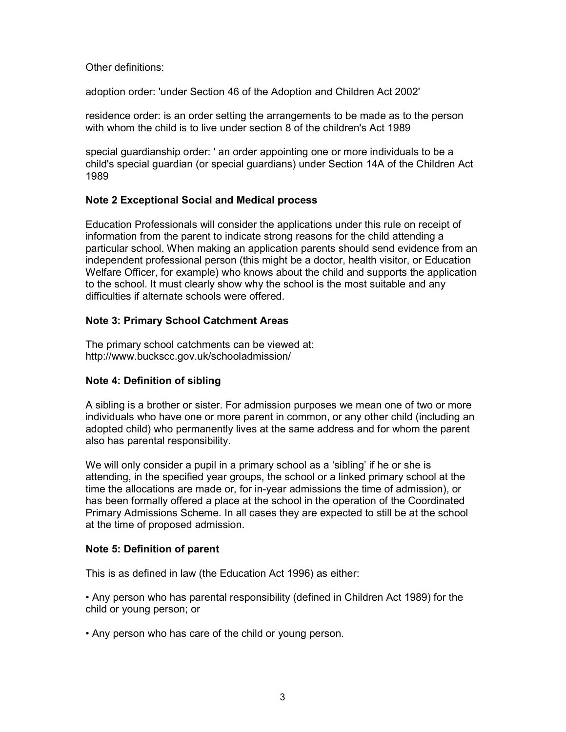Other definitions:

adoption order: 'under Section 46 of the Adoption and Children Act 2002'

residence order: is an order setting the arrangements to be made as to the person with whom the child is to live under section 8 of the children's Act 1989

special guardianship order: ' an order appointing one or more individuals to be a child's special guardian (or special guardians) under Section 14A of the Children Act 1989

**Note 2 Exceptional Social and Medical process**

Education Professionals will consider the applications under this rule on receipt of information from the parent to indicate strong reasons for the child attending a particular school. When making an application parents should send evidence from an independent professional person (this might be a doctor, health visitor, or Education Welfare Officer, for example) who knows about the child and supports the application to the school. It must clearly show why the school is the most suitable and any difficulties if alternate schools were offered.

**Note 3: Primary School Catchment Areas**

The primary school catchments can be viewed at:
http://www.buckscc.gov.uk/schooladmission/

**Note 4: Definition of sibling**

A sibling is a brother or sister. For admission purposes we mean one of two or more individuals who have one or more parent in common, or any other child (including an adopted child) who permanently lives at the same address and for whom the parent also has parental responsibility.

We will only consider a pupil in a primary school as a 'sibling' if he or she is attending, in the specified year groups, the school or a linked primary school at the time the allocations are made or, for in-year admissions the time of admission), or has been formally offered a place at the school in the operation of the Coordinated Primary Admissions Scheme. In all cases they are expected to still be at the school at the time of proposed admission.

**Note 5: Definition of parent**

This is as defined in law (the Education Act 1996) as either:

- Any person who has parental responsibility (defined in Children Act 1989) for the child or young person; or
- Any person who has care of the child or young person.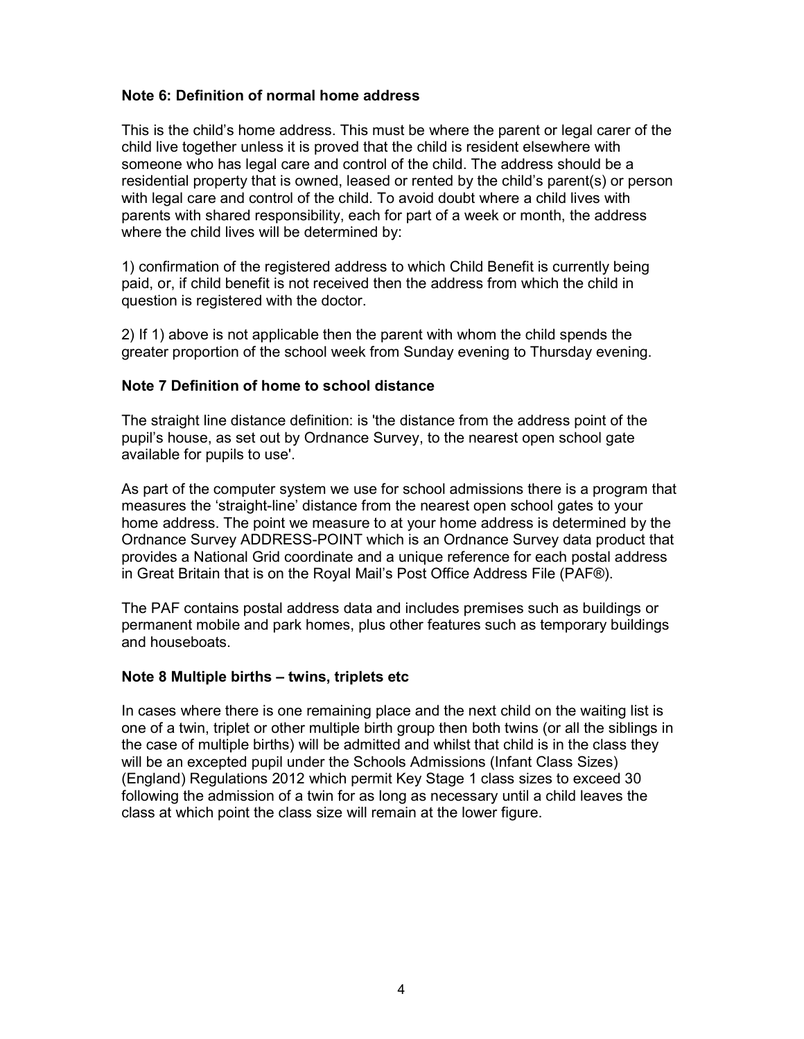**Note 6: Definition of normal home address**

This is the child's home address. This must be where the parent or legal carer of the child live together unless it is proved that the child is resident elsewhere with someone who has legal care and control of the child. The address should be a residential property that is owned, leased or rented by the child's parent(s) or person with legal care and control of the child. To avoid doubt where a child lives with parents with shared responsibility, each for part of a week or month, the address where the child lives will be determined by:

1) confirmation of the registered address to which Child Benefit is currently being paid, or, if child benefit is not received then the address from which the child in question is registered with the doctor.

2) If 1) above is not applicable then the parent with whom the child spends the greater proportion of the school week from Sunday evening to Thursday evening.

**Note 7 Definition of home to school distance**

The straight line distance definition: is 'the distance from the address point of the pupil's house, as set out by Ordnance Survey, to the nearest open school gate available for pupils to use'.

As part of the computer system we use for school admissions there is a program that measures the 'straight-line' distance from the nearest open school gates to your home address. The point we measure to at your home address is determined by the Ordnance Survey ADDRESS-POINT which is an Ordnance Survey data product that provides a National Grid coordinate and a unique reference for each postal address in Great Britain that is on the Royal Mail's Post Office Address File (PAF®).

The PAF contains postal address data and includes premises such as buildings or permanent mobile and park homes, plus other features such as temporary buildings and houseboats.

**Note 8 Multiple births – twins, triplets etc**

In cases where there is one remaining place and the next child on the waiting list is one of a twin, triplet or other multiple birth group then both twins (or all the siblings in the case of multiple births) will be admitted and whilst that child is in the class they will be an excepted pupil under the Schools Admissions (Infant Class Sizes) (England) Regulations 2012 which permit Key Stage 1 class sizes to exceed 30 following the admission of a twin for as long as necessary until a child leaves the class at which point the class size will remain at the lower figure.